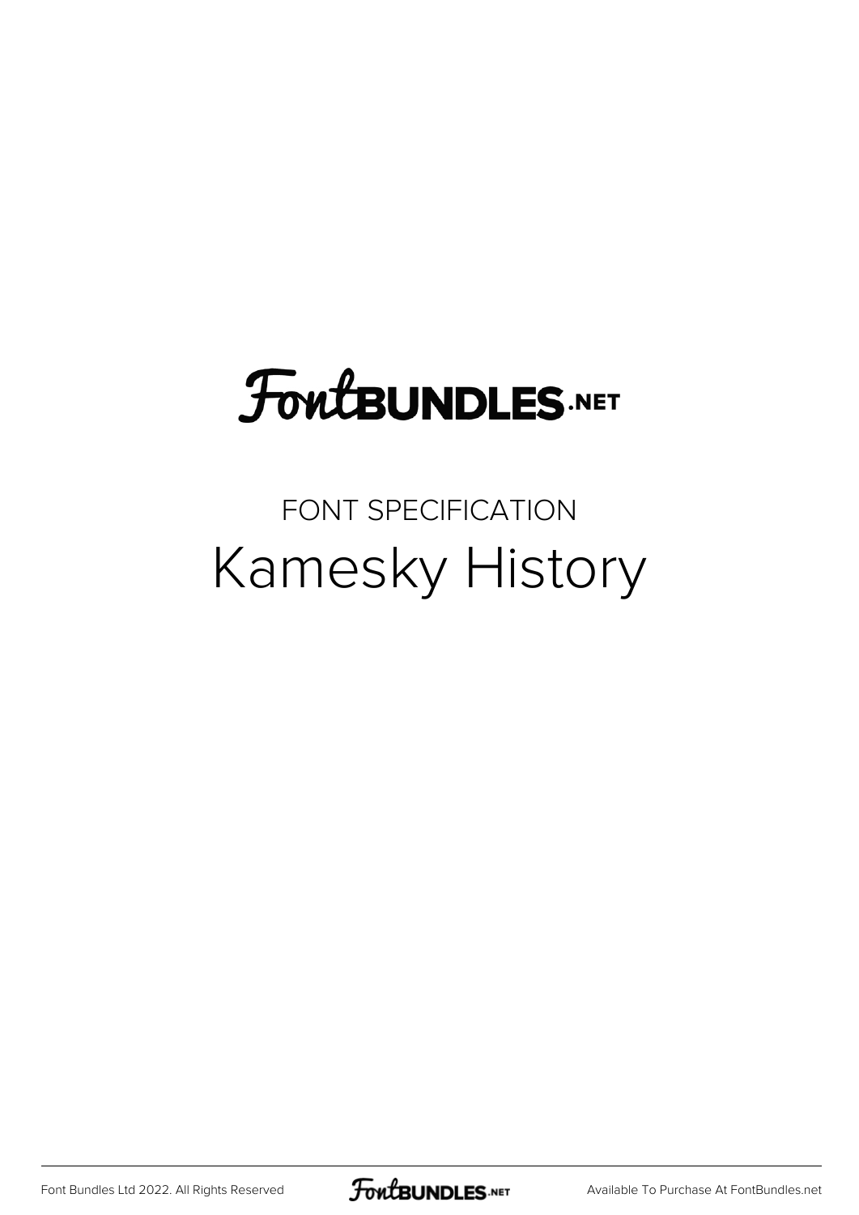FontBUNDLES.NET

FONT SPECIFICATION

# Kamesky History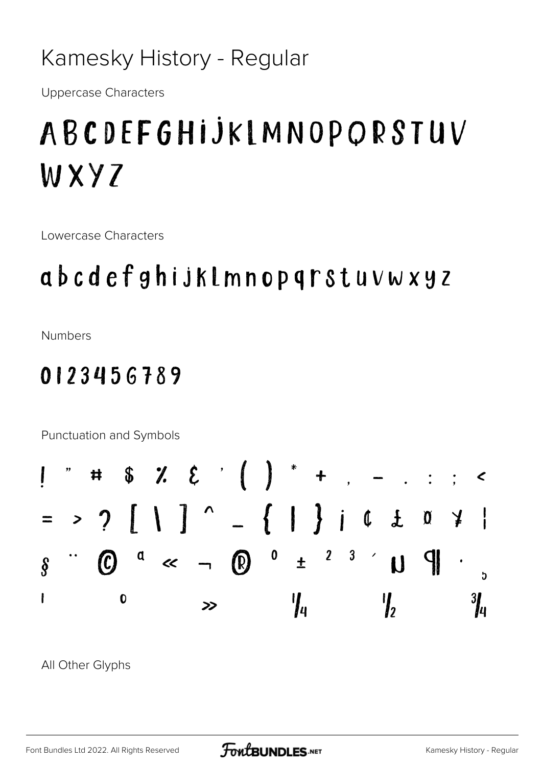# Kamesky History - Regular

Uppercase Characters

## ABCDEFGHIJKLMNOPQRSTUV WXYZ

Lowercase Characters

## abcdefghijklmnopqrstuvwxyz

Numbers

## 0123456789

Punctuation and Symbols

## ! " # $ % & ' ( ) * + , - . : ; < = > ? [ \ ] ^ _ { | } ¡ ¢ £ ¤ ¥ ¦ § ¨ © ª « ¬ ® ° ± ² ³ ´ µ ¶ · ¸ ¹ º » ¼ ½ ¾

All Other Glyphs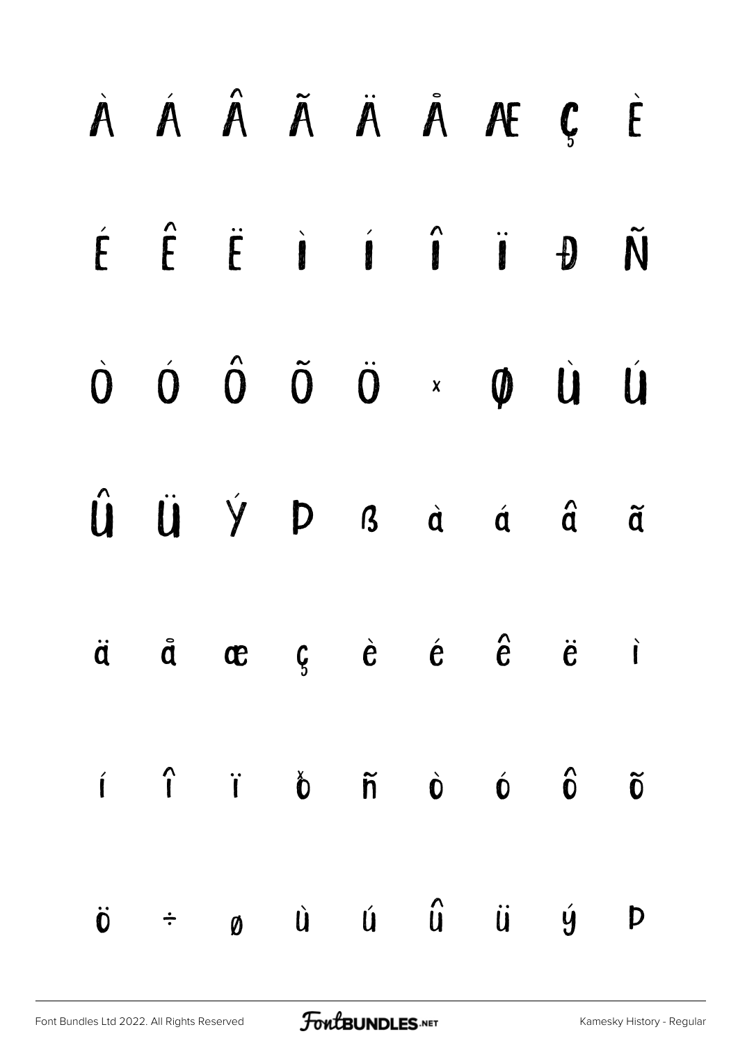À Á Â Ã Ä Å Æ Ç È

É Ê Ë Ì Í Î Ï Ð Ñ

Ò Ó Ô Õ Ö × Ø Ù Ú

Û Ü Ý Þ ß à á â ã

ä å æ ç è é ê ë ì

í î ï ð ñ ò ó ô õ

ö ÷ ø ù ú û ü ý þ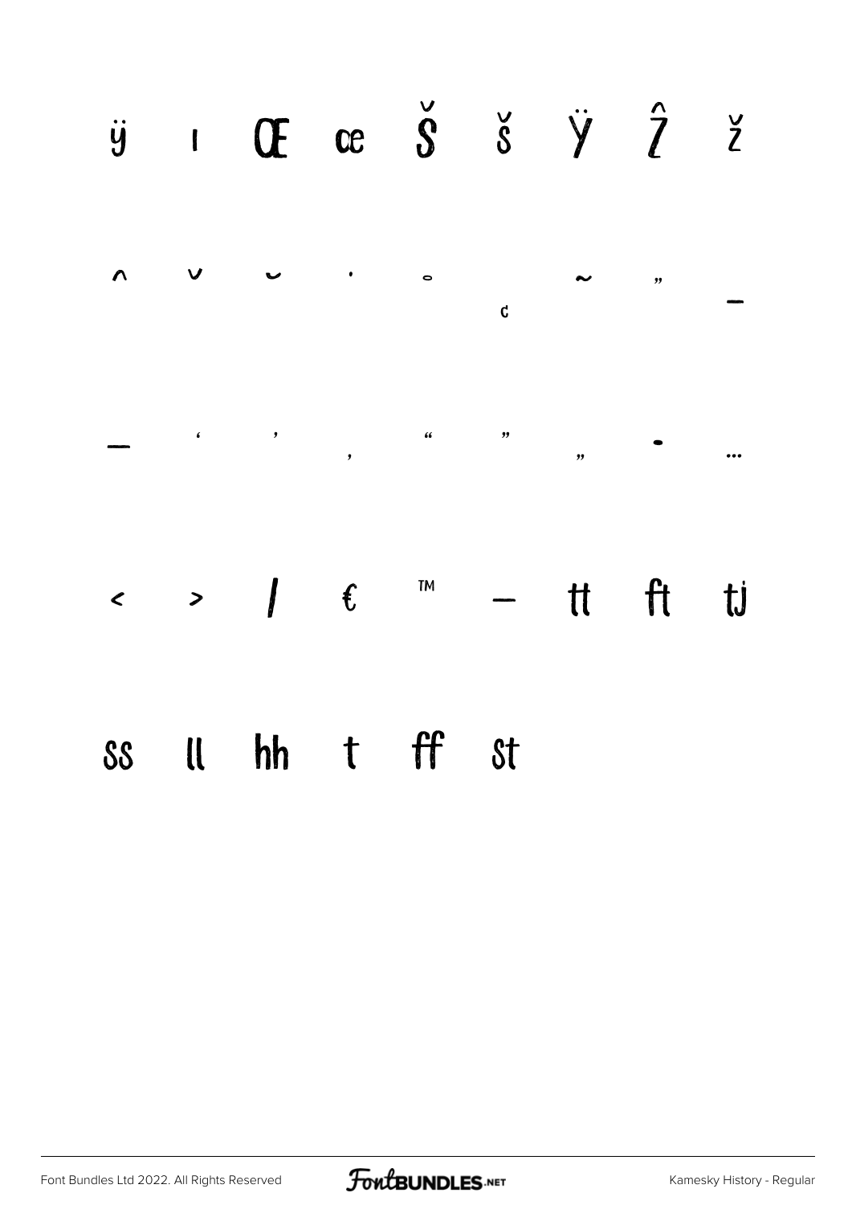ÿ ı Œ œ Š š Ÿ Ž ž

ˆ ˇ ˘ ˙ ˚ ¸ ˜ ˝ –

— ‘ ’ ‚ “ ” „ • …

‹ › ⁄ € ™ − tt ft tj

ss ll hh t ff st